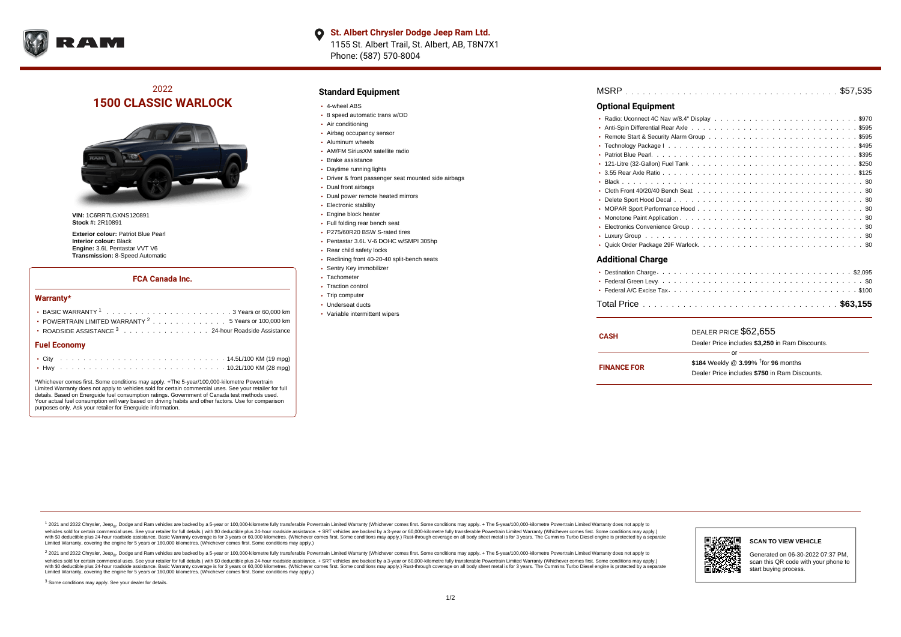**St. Albert Chrysler Dodge Jeep Ram Ltd.**
1155 St. Albert Trail, St. Albert, AB, T8N7X1
Phone: (587) 570-8004

## 2022
# 1500 CLASSIC WARLOCK

**VIN:** 1C6RR7LGXNS120891
**Stock #:** 2R10891

**Exterior colour:** Patriot Blue Pearl
**Interior colour:** Black
**Engine:** 3.6L Pentastar VVT V6
**Transmission:** 8-Speed Automatic

### FCA Canada Inc.

#### Warranty*

- BASIC WARRANTY [1] . . . . . . . . . . 3 Years or 60,000 km
- POWERTRAIN LIMITED WARRANTY [2] . . . . . . . . 5 Years or 100,000 km
- ROADSIDE ASSISTANCE [3] . . . . . . . . 24-hour Roadside Assistance

#### Fuel Economy

- City . . . . . . . . . . 14.5L/100 KM (19 mpg)
- Hwy . . . . . . . . . . 10.2L/100 KM (28 mpg)

*Whichever comes first. Some conditions may apply. +The 5-year/100,000-kilometre Powertrain Limited Warranty does not apply to vehicles sold for certain commercial uses. See your retailer for full details. Based on Energuide fuel consumption ratings. Government of Canada test methods used. Your actual fuel consumption will vary based on driving habits and other factors. Use for comparison purposes only. Ask your retailer for Energuide information.

## Standard Equipment

- 4-wheel ABS
- 8 speed automatic trans w/OD
- Air conditioning
- Airbag occupancy sensor
- Aluminum wheels
- AM/FM SiriusXM satellite radio
- Brake assistance
- Daytime running lights
- Driver & front passenger seat mounted side airbags
- Dual front airbags
- Dual power remote heated mirrors
- Electronic stability
- Engine block heater
- Full folding rear bench seat
- P275/60R20 BSW S-rated tires
- Pentastar 3.6L V-6 DOHC w/SMPI 305hp
- Rear child safety locks
- Reclining front 40-20-40 split-bench seats
- Sentry Key immobilizer
- Tachometer
- Traction control
- Trip computer
- Underseat ducts
- Variable intermittent wipers

MSRP . . . . . . . . . . $57,535

## Optional Equipment

- Radio: Uconnect 4C Nav w/8.4" Display . . . . . . . . $970
- Anti-Spin Differential Rear Axle . . . . . . . . $595
- Remote Start & Security Alarm Group . . . . . . . . $595
- Technology Package I . . . . . . . . $495
- Patriot Blue Pearl . . . . . . . . $395
- 121-Litre (32-Gallon) Fuel Tank . . . . . . . . $250
- 3.55 Rear Axle Ratio . . . . . . . . $125
- Black . . . . . . . . $0
- Cloth Front 40/20/40 Bench Seat . . . . . . . . $0
- Delete Sport Hood Decal . . . . . . . . $0
- MOPAR Sport Performance Hood . . . . . . . . $0
- Monotone Paint Application . . . . . . . . $0
- Electronics Convenience Group . . . . . . . . $0
- Luxury Group . . . . . . . . $0
- Quick Order Package 29F Warlock . . . . . . . . $0

## Additional Charge

- Destination Charge . . . . . . . . $2,095
- Federal Green Levy . . . . . . . . $0
- Federal A/C Excise Tax . . . . . . . . $100

Total Price . . . . . . . . **$63,155**

**CASH**

DEALER PRICE $62,655
Dealer Price includes **$3,250** in Ram Discounts.

or

**FINANCE FOR**

**$184** Weekly @ **3.99**% †for **96** months
Dealer Price includes **$750** in Ram Discounts.

[1] 2021 and 2022 Chrysler, Jeep®, Dodge and Ram vehicles are backed by a 5-year or 100,000-kilometre fully transferable Powertrain Limited Warranty (Whichever comes first. Some conditions may apply. + The 5-year/100,000-kilometre Powertrain Limited Warranty does not apply to vehicles sold for certain commercial uses. See your retailer for full details.) with $0 deductible plus 24-hour roadside assistance. + SRT vehicles are backed by a 3-year or 60,000-kilometre fully transferable Powertrain Limited Warranty (Whichever comes first. Some conditions may apply.) with $0 deductible plus 24-hour roadside assistance. Basic Warranty coverage is for 3 years or 60,000 kilometres. (Whichever comes first. Some conditions may apply.) Rust-through coverage on all body sheet metal is for 3 years. The Cummins Turbo Diesel engine is protected by a separate Limited Warranty, covering the engine for 5 years or 160,000 kilometres. (Whichever comes first. Some conditions may apply.)

[2] 2021 and 2022 Chrysler, Jeep®, Dodge and Ram vehicles are backed by a 5-year or 100,000-kilometre fully transferable Powertrain Limited Warranty (Whichever comes first. Some conditions may apply. + The 5-year/100,000-kilometre Powertrain Limited Warranty does not apply to vehicles sold for certain commercial uses. See your retailer for full details.) with $0 deductible plus 24-hour roadside assistance. + SRT vehicles are backed by a 3-year or 60,000-kilometre fully transferable Powertrain Limited Warranty (Whichever comes first. Some conditions may apply.) with $0 deductible plus 24-hour roadside assistance. Basic Warranty coverage is for 3 years or 60,000 kilometres. (Whichever comes first. Some conditions may apply.) Rust-through coverage on all body sheet metal is for 3 years. The Cummins Turbo Diesel engine is protected by a separate Limited Warranty, covering the engine for 5 years or 160,000 kilometres. (Whichever comes first. Some conditions may apply.)

[3] Some conditions may apply. See your dealer for details.

**SCAN TO VIEW VEHICLE**

Generated on 06-30-2022 07:37 PM, scan this QR code with your phone to start buying process.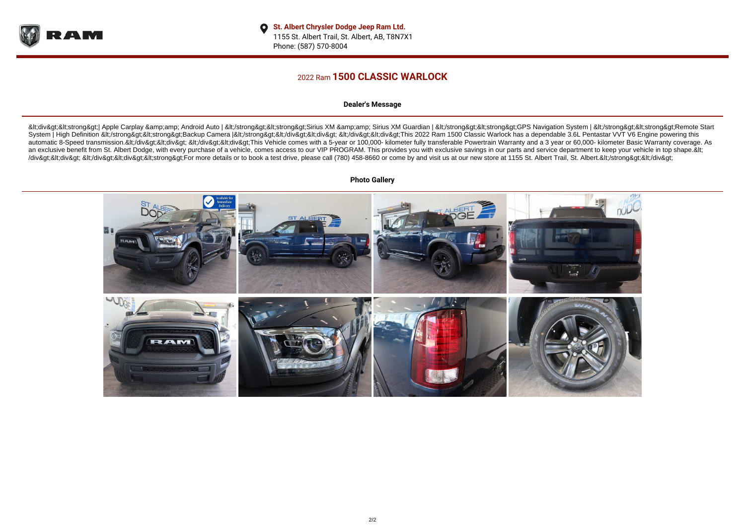**St. Albert Chrysler Dodge Jeep Ram Ltd.**
1155 St. Albert Trail, St. Albert, AB, T8N7X1
Phone: (587) 570-8004

# 2022 Ram **1500 CLASSIC WARLOCK**

## Dealer's Message

&lt;div&gt;&lt;strong&gt;| Apple Carplay &amp;amp; Android Auto | &lt;/strong&gt;&lt;strong&gt;Sirius XM &amp;amp; Sirius XM Guardian | &lt;/strong&gt;&lt;strong&gt;GPS Navigation System | &lt;/strong&gt;&lt;strong&gt;Remote Start System | High Definition &lt;/strong&gt;&lt;strong&gt;Backup Camera |&lt;/strong&gt;&lt;/div&gt;&lt;div&gt; &lt;/div&gt;&lt;div&gt;This 2022 Ram 1500 Classic Warlock has a dependable 3.6L Pentastar VVT V6 Engine powering this automatic 8-Speed transmission.&lt;/div&gt;&lt;div&gt; &lt;/div&gt;&lt;div&gt;This Vehicle comes with a 5-year or 100,000- kilometer fully transferable Powertrain Warranty and a 3 year or 60,000- kilometer Basic Warranty coverage. As an exclusive benefit from St. Albert Dodge, with every purchase of a vehicle, comes access to our VIP PROGRAM. This provides you with exclusive savings in our parts and service department to keep your vehicle in top shape.&lt; /div&gt;&lt;div&gt; &lt;/div&gt;&lt;div&gt;&lt;strong&gt;For more details or to book a test drive, please call (780) 458-8660 or come by and visit us at our new store at 1155 St. Albert Trail, St. Albert.&lt;/strong&gt;&lt;/div&gt;

## Photo Gallery